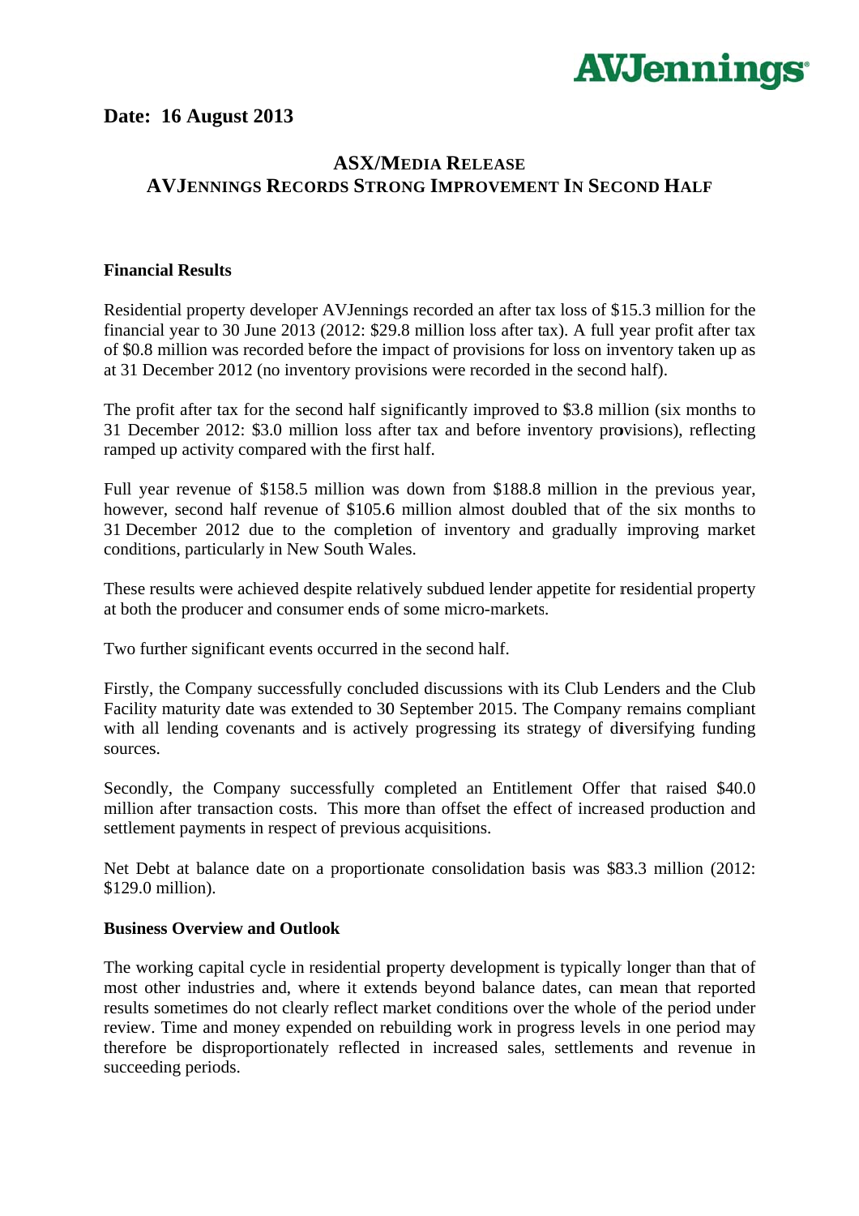AVJennings

**Date: 16 August 2013**

## ASX/MEDIA RELEASE
## AVJENNINGS RECORDS STRONG IMPROVEMENT IN SECOND HALF

### Financial Results

Residential property developer AVJennings recorded an after tax loss of $15.3 million for the financial year to 30 June 2013 (2012: $29.8 million loss after tax). A full year profit after tax of $0.8 million was recorded before the impact of provisions for loss on inventory taken up as at 31 December 2012 (no inventory provisions were recorded in the second half).

The profit after tax for the second half significantly improved to $3.8 million (six months to 31 December 2012: $3.0 million loss after tax and before inventory provisions), reflecting ramped up activity compared with the first half.

Full year revenue of $158.5 million was down from $188.8 million in the previous year, however, second half revenue of $105.6 million almost doubled that of the six months to 31 December 2012 due to the completion of inventory and gradually improving market conditions, particularly in New South Wales.

These results were achieved despite relatively subdued lender appetite for residential property at both the producer and consumer ends of some micro-markets.

Two further significant events occurred in the second half.

Firstly, the Company successfully concluded discussions with its Club Lenders and the Club Facility maturity date was extended to 30 September 2015. The Company remains compliant with all lending covenants and is actively progressing its strategy of diversifying funding sources.

Secondly, the Company successfully completed an Entitlement Offer that raised $40.0 million after transaction costs. This more than offset the effect of increased production and settlement payments in respect of previous acquisitions.

Net Debt at balance date on a proportionate consolidation basis was $83.3 million (2012: $129.0 million).

### Business Overview and Outlook

The working capital cycle in residential property development is typically longer than that of most other industries and, where it extends beyond balance dates, can mean that reported results sometimes do not clearly reflect market conditions over the whole of the period under review. Time and money expended on rebuilding work in progress levels in one period may therefore be disproportionately reflected in increased sales, settlements and revenue in succeeding periods.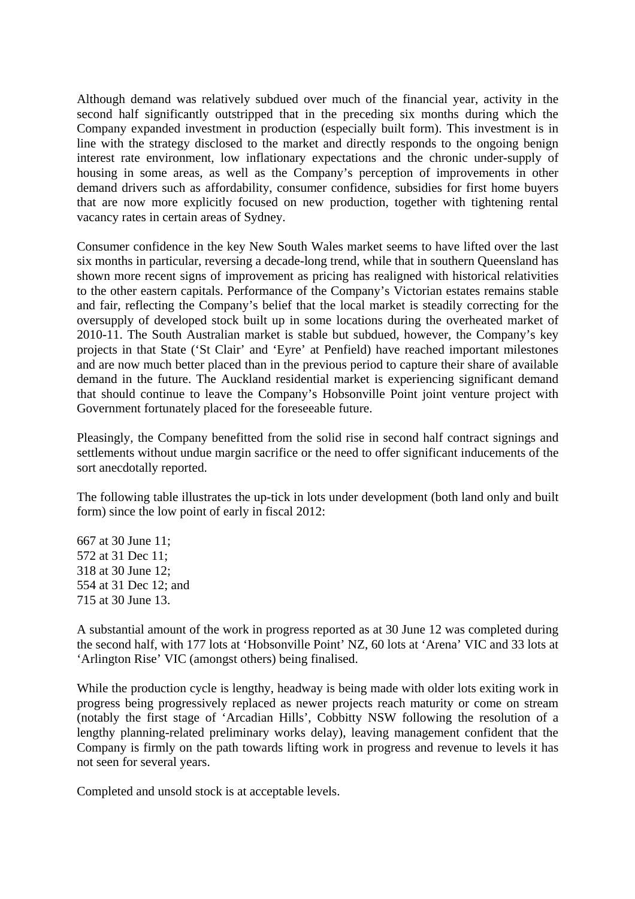Although demand was relatively subdued over much of the financial year, activity in the second half significantly outstripped that in the preceding six months during which the Company expanded investment in production (especially built form). This investment is in line with the strategy disclosed to the market and directly responds to the ongoing benign interest rate environment, low inflationary expectations and the chronic under-supply of housing in some areas, as well as the Company's perception of improvements in other demand drivers such as affordability, consumer confidence, subsidies for first home buyers that are now more explicitly focused on new production, together with tightening rental vacancy rates in certain areas of Sydney.

Consumer confidence in the key New South Wales market seems to have lifted over the last six months in particular, reversing a decade-long trend, while that in southern Queensland has shown more recent signs of improvement as pricing has realigned with historical relativities to the other eastern capitals. Performance of the Company's Victorian estates remains stable and fair, reflecting the Company's belief that the local market is steadily correcting for the oversupply of developed stock built up in some locations during the overheated market of 2010-11. The South Australian market is stable but subdued, however, the Company's key projects in that State ('St Clair' and 'Eyre' at Penfield) have reached important milestones and are now much better placed than in the previous period to capture their share of available demand in the future. The Auckland residential market is experiencing significant demand that should continue to leave the Company's Hobsonville Point joint venture project with Government fortunately placed for the foreseeable future.

Pleasingly, the Company benefitted from the solid rise in second half contract signings and settlements without undue margin sacrifice or the need to offer significant inducements of the sort anecdotally reported.

The following table illustrates the up-tick in lots under development (both land only and built form) since the low point of early in fiscal 2012:

667 at 30 June 11;  
572 at 31 Dec 11;  
318 at 30 June 12;  
554 at 31 Dec 12; and  
715 at 30 June 13.

A substantial amount of the work in progress reported as at 30 June 12 was completed during the second half, with 177 lots at 'Hobsonville Point' NZ, 60 lots at 'Arena' VIC and 33 lots at 'Arlington Rise' VIC (amongst others) being finalised.

While the production cycle is lengthy, headway is being made with older lots exiting work in progress being progressively replaced as newer projects reach maturity or come on stream (notably the first stage of 'Arcadian Hills', Cobbitty NSW following the resolution of a lengthy planning-related preliminary works delay), leaving management confident that the Company is firmly on the path towards lifting work in progress and revenue to levels it has not seen for several years.

Completed and unsold stock is at acceptable levels.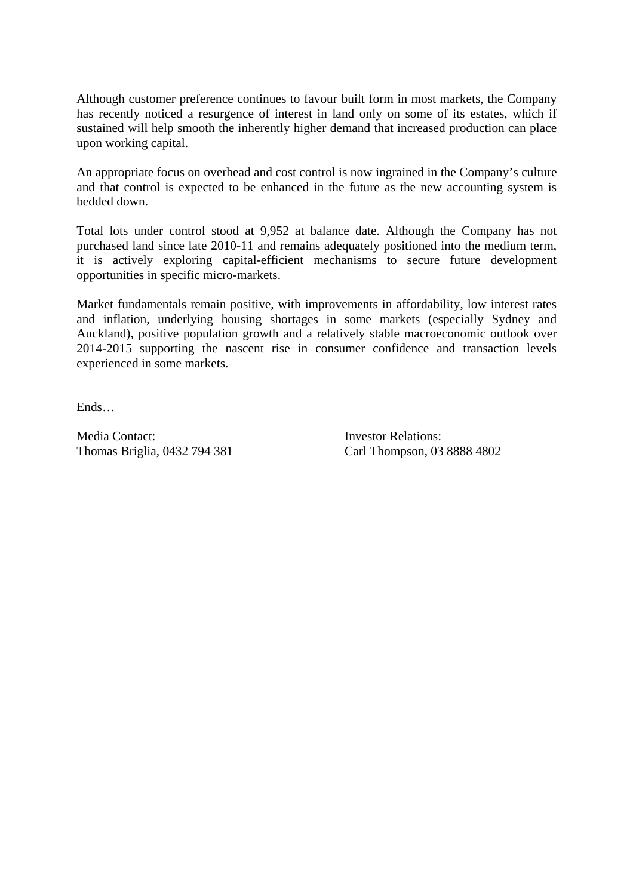Although customer preference continues to favour built form in most markets, the Company has recently noticed a resurgence of interest in land only on some of its estates, which if sustained will help smooth the inherently higher demand that increased production can place upon working capital.

An appropriate focus on overhead and cost control is now ingrained in the Company's culture and that control is expected to be enhanced in the future as the new accounting system is bedded down.

Total lots under control stood at 9,952 at balance date. Although the Company has not purchased land since late 2010-11 and remains adequately positioned into the medium term, it is actively exploring capital-efficient mechanisms to secure future development opportunities in specific micro-markets.

Market fundamentals remain positive, with improvements in affordability, low interest rates and inflation, underlying housing shortages in some markets (especially Sydney and Auckland), positive population growth and a relatively stable macroeconomic outlook over 2014-2015 supporting the nascent rise in consumer confidence and transaction levels experienced in some markets.

Ends…

Media Contact:
Thomas Briglia, 0432 794 381

Investor Relations:
Carl Thompson, 03 8888 4802